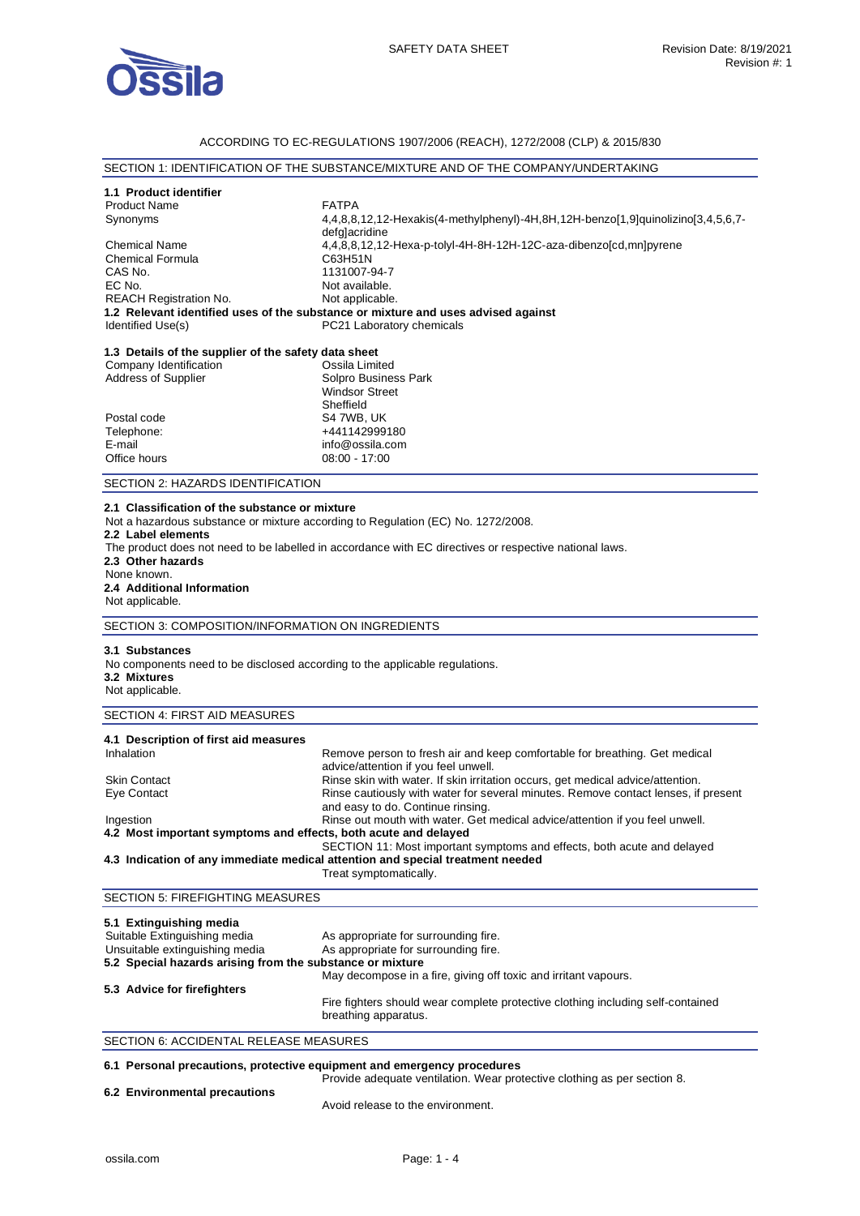SAFETY DATA SHEET

Revision Date: 8/19/2021
Revision #: 1

ACCORDING TO EC-REGULATIONS 1907/2006 (REACH), 1272/2008 (CLP) & 2015/830

## SECTION 1: IDENTIFICATION OF THE SUBSTANCE/MIXTURE AND OF THE COMPANY/UNDERTAKING

### 1.1 Product identifier

| | |
|---|---|
| Product Name | FATPA |
| Synonyms | 4,4,8,8,12,12-Hexakis(4-methylphenyl)-4H,8H,12H-benzo[1,9]quinolizino[3,4,5,6,7-defg]acridine |
| Chemical Name | 4,4,8,8,12,12-Hexa-p-tolyl-4H-8H-12H-12C-aza-dibenzo[cd,mn]pyrene |
| Chemical Formula | $C_{63}H_{51}N$ |
| CAS No. | 1131007-94-7 |
| EC No. | Not available. |
| REACH Registration No. | Not applicable. |

### 1.2 Relevant identified uses of the substance or mixture and uses advised against

| | |
|---|---|
| Identified Use(s) | PC21 Laboratory chemicals |

### 1.3 Details of the supplier of the safety data sheet

| | |
|---|---|
| Company Identification | Ossila Limited |
| Address of Supplier | Solpro Business Park<br>Windsor Street<br>Sheffield |
| Postal code | S4 7WB, UK |
| Telephone: | +441142999180 |
| E-mail | info@ossila.com |
| Office hours | 08:00 - 17:00 |

## SECTION 2: HAZARDS IDENTIFICATION

### 2.1 Classification of the substance or mixture

Not a hazardous substance or mixture according to Regulation (EC) No. 1272/2008.

### 2.2 Label elements

The product does not need to be labelled in accordance with EC directives or respective national laws.

### 2.3 Other hazards

None known.

### 2.4 Additional Information

Not applicable.

## SECTION 3: COMPOSITION/INFORMATION ON INGREDIENTS

### 3.1 Substances

No components need to be disclosed according to the applicable regulations.

### 3.2 Mixtures

Not applicable.

## SECTION 4: FIRST AID MEASURES

### 4.1 Description of first aid measures

| | |
|---|---|
| Inhalation | Remove person to fresh air and keep comfortable for breathing. Get medical advice/attention if you feel unwell. |
| Skin Contact | Rinse skin with water. If skin irritation occurs, get medical advice/attention. |
| Eye Contact | Rinse cautiously with water for several minutes. Remove contact lenses, if present and easy to do. Continue rinsing. |
| Ingestion | Rinse out mouth with water. Get medical advice/attention if you feel unwell. |

### 4.2 Most important symptoms and effects, both acute and delayed

SECTION 11: Most important symptoms and effects, both acute and delayed

### 4.3 Indication of any immediate medical attention and special treatment needed

Treat symptomatically.

## SECTION 5: FIREFIGHTING MEASURES

### 5.1 Extinguishing media

| | |
|---|---|
| Suitable Extinguishing media | As appropriate for surrounding fire. |
| Unsuitable extinguishing media | As appropriate for surrounding fire. |

### 5.2 Special hazards arising from the substance or mixture

May decompose in a fire, giving off toxic and irritant vapours.

### 5.3 Advice for firefighters

Fire fighters should wear complete protective clothing including self-contained breathing apparatus.

## SECTION 6: ACCIDENTAL RELEASE MEASURES

### 6.1 Personal precautions, protective equipment and emergency procedures

Provide adequate ventilation. Wear protective clothing as per section 8.

### 6.2 Environmental precautions

Avoid release to the environment.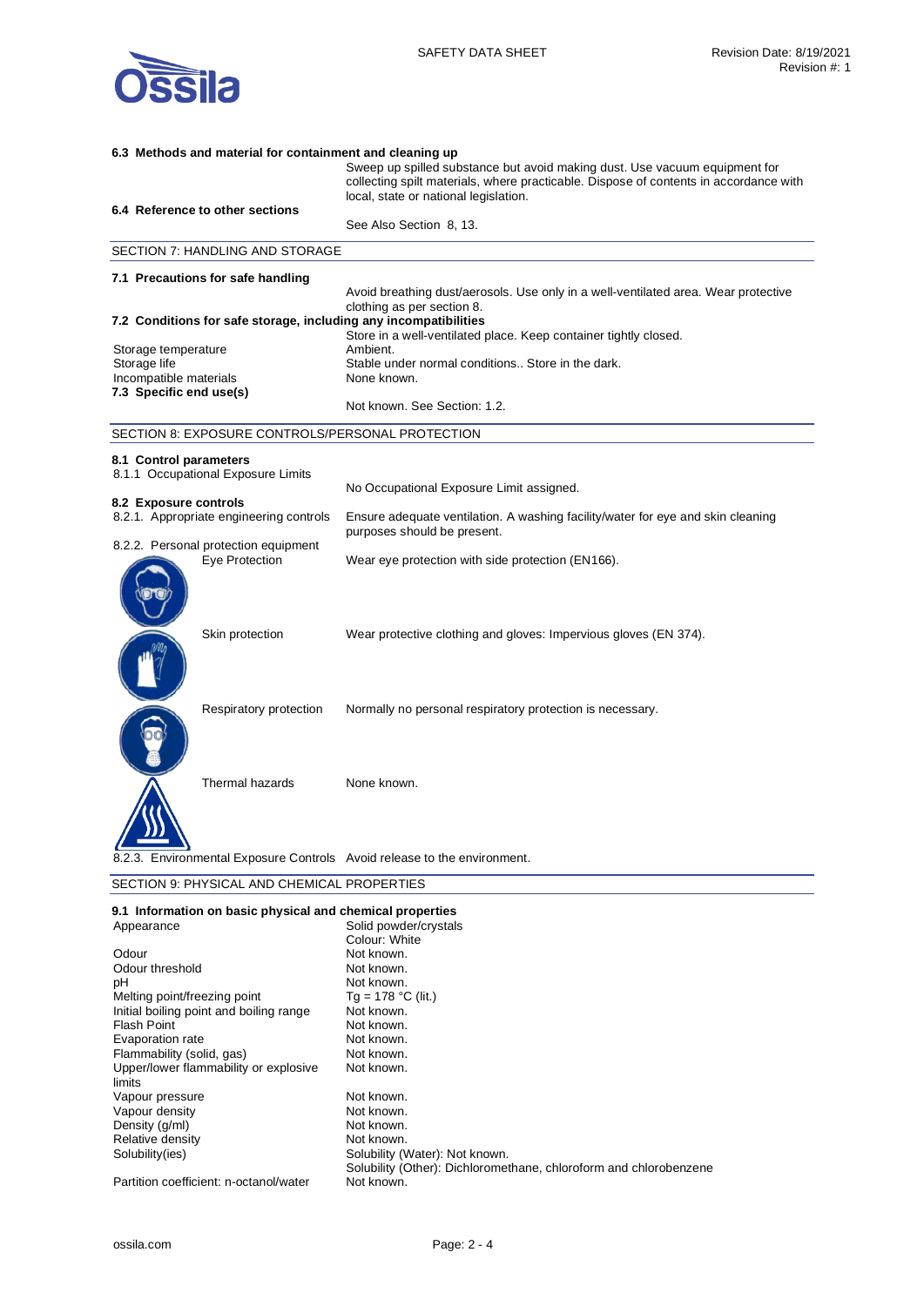### 6.3 Methods and material for containment and cleaning up

Sweep up spilled substance but avoid making dust. Use vacuum equipment for collecting spilt materials, where practicable. Dispose of contents in accordance with local, state or national legislation.

### 6.4 Reference to other sections

See Also Section 8, 13.

## SECTION 7: HANDLING AND STORAGE

### 7.1 Precautions for safe handling

Avoid breathing dust/aerosols. Use only in a well-ventilated area. Wear protective clothing as per section 8.

### 7.2 Conditions for safe storage, including any incompatibilities

Store in a well-ventilated place. Keep container tightly closed.

| | |
|---|---|
| Storage temperature | Ambient. |
| Storage life | Stable under normal conditions.. Store in the dark. |
| Incompatible materials | None known. |

### 7.3 Specific end use(s)

Not known. See Section: 1.2.

## SECTION 8: EXPOSURE CONTROLS/PERSONAL PROTECTION

### 8.1 Control parameters

8.1.1 Occupational Exposure Limits

No Occupational Exposure Limit assigned.

### 8.2 Exposure controls

8.2.1. Appropriate engineering controls: Ensure adequate ventilation. A washing facility/water for eye and skin cleaning purposes should be present.

8.2.2. Personal protection equipment

| | |
|---|---|
| Eye Protection | Wear eye protection with side protection (EN166). |
| Skin protection | Wear protective clothing and gloves: Impervious gloves (EN 374). |
| Respiratory protection | Normally no personal respiratory protection is necessary. |
| Thermal hazards | None known. |

8.2.3. Environmental Exposure Controls: Avoid release to the environment.

## SECTION 9: PHYSICAL AND CHEMICAL PROPERTIES

### 9.1 Information on basic physical and chemical properties

| | |
|---|---|
| Appearance | Solid powder/crystals<br>Colour: White |
| Odour | Not known. |
| Odour threshold | Not known. |
| pH | Not known. |
| Melting point/freezing point | Tg = 178 °C (lit.) |
| Initial boiling point and boiling range | Not known. |
| Flash Point | Not known. |
| Evaporation rate | Not known. |
| Flammability (solid, gas) | Not known. |
| Upper/lower flammability or explosive limits | Not known. |
| Vapour pressure | Not known. |
| Vapour density | Not known. |
| Density (g/ml) | Not known. |
| Relative density | Not known. |
| Solubility(ies) | Solubility (Water): Not known.<br>Solubility (Other): Dichloromethane, chloroform and chlorobenzene |
| Partition coefficient: n-octanol/water | Not known. |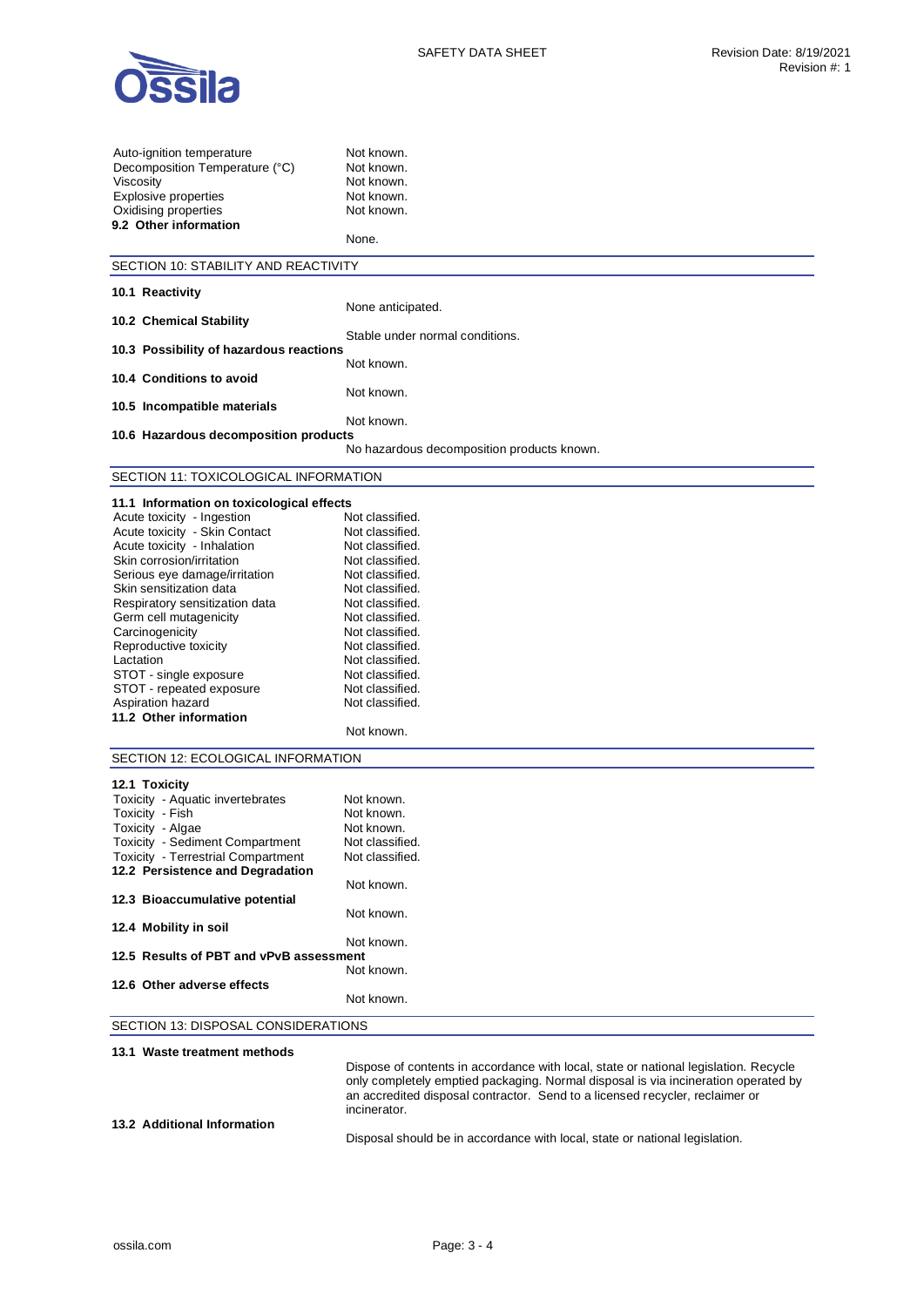| | |
|---|---|
| Auto-ignition temperature | Not known. |
| Decomposition Temperature (°C) | Not known. |
| Viscosity | Not known. |
| Explosive properties | Not known. |
| Oxidising properties | Not known. |

**9.2 Other information**

None.

## SECTION 10: STABILITY AND REACTIVITY

**10.1 Reactivity**

None anticipated.

**10.2 Chemical Stability**

Stable under normal conditions.

**10.3 Possibility of hazardous reactions**

Not known.

**10.4 Conditions to avoid**

Not known.

**10.5 Incompatible materials**

Not known.

**10.6 Hazardous decomposition products**

No hazardous decomposition products known.

## SECTION 11: TOXICOLOGICAL INFORMATION

**11.1 Information on toxicological effects**

| | |
|---|---|
| Acute toxicity - Ingestion | Not classified. |
| Acute toxicity - Skin Contact | Not classified. |
| Acute toxicity - Inhalation | Not classified. |
| Skin corrosion/irritation | Not classified. |
| Serious eye damage/irritation | Not classified. |
| Skin sensitization data | Not classified. |
| Respiratory sensitization data | Not classified. |
| Germ cell mutagenicity | Not classified. |
| Carcinogenicity | Not classified. |
| Reproductive toxicity | Not classified. |
| Lactation | Not classified. |
| STOT - single exposure | Not classified. |
| STOT - repeated exposure | Not classified. |
| Aspiration hazard | Not classified. |

**11.2 Other information**

Not known.

## SECTION 12: ECOLOGICAL INFORMATION

**12.1 Toxicity**

| | |
|---|---|
| Toxicity - Aquatic invertebrates | Not known. |
| Toxicity - Fish | Not known. |
| Toxicity - Algae | Not known. |
| Toxicity - Sediment Compartment | Not classified. |
| Toxicity - Terrestrial Compartment | Not classified. |

**12.2 Persistence and Degradation**

Not known.

**12.3 Bioaccumulative potential**

Not known.

**12.4 Mobility in soil**

Not known.

**12.5 Results of PBT and vPvB assessment**

Not known.

**12.6 Other adverse effects**

Not known.

## SECTION 13: DISPOSAL CONSIDERATIONS

**13.1 Waste treatment methods**

Dispose of contents in accordance with local, state or national legislation. Recycle only completely emptied packaging. Normal disposal is via incineration operated by an accredited disposal contractor. Send to a licensed recycler, reclaimer or incinerator.

**13.2 Additional Information**

Disposal should be in accordance with local, state or national legislation.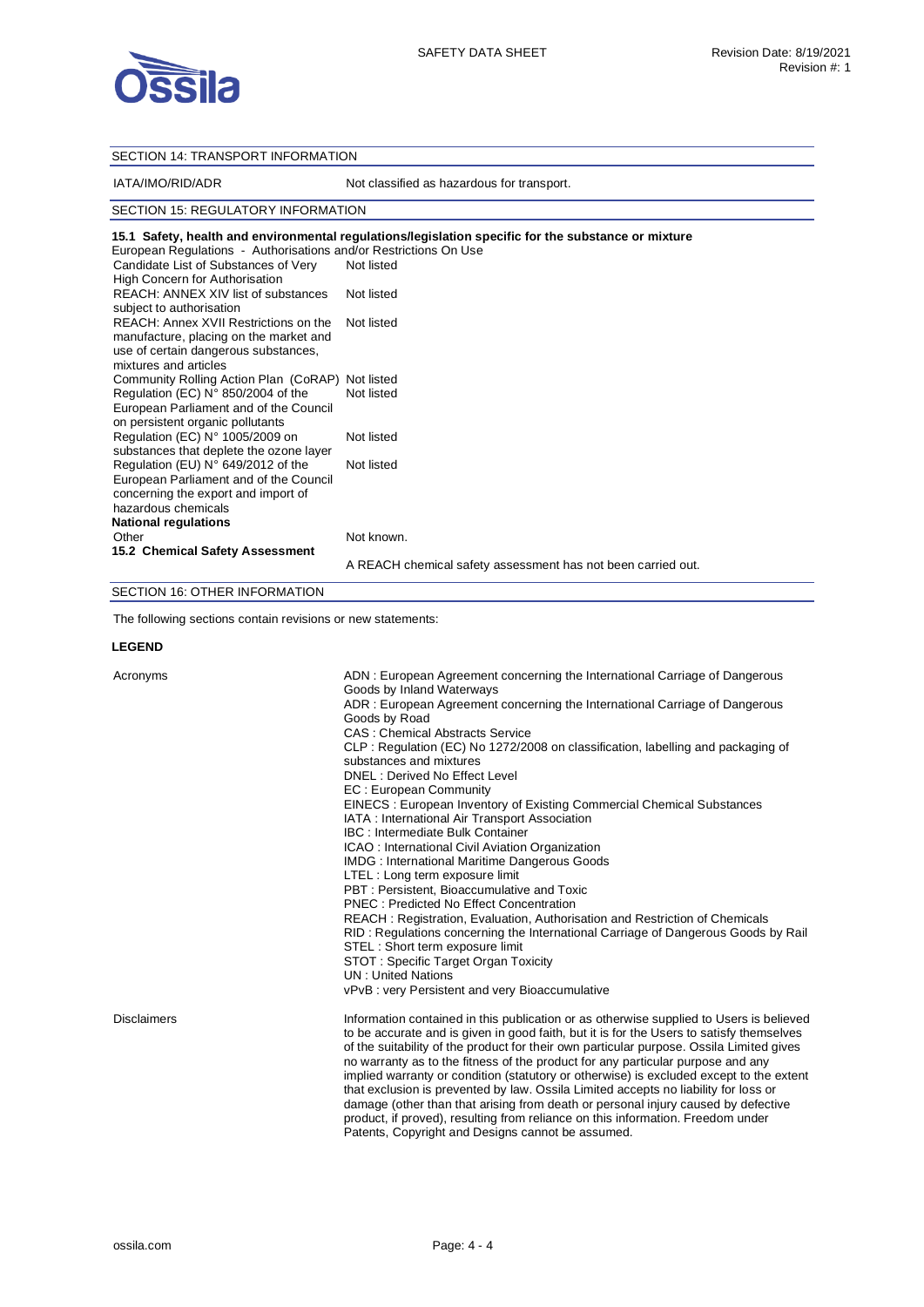## SECTION 14: TRANSPORT INFORMATION

| | |
|---|---|
| IATA/IMO/RID/ADR | Not classified as hazardous for transport. |

## SECTION 15: REGULATORY INFORMATION

**15.1 Safety, health and environmental regulations/legislation specific for the substance or mixture**

European Regulations - Authorisations and/or Restrictions On Use

| | |
|---|---|
| Candidate List of Substances of Very High Concern for Authorisation | Not listed |
| REACH: ANNEX XIV list of substances subject to authorisation | Not listed |
| REACH: Annex XVII Restrictions on the manufacture, placing on the market and use of certain dangerous substances, mixtures and articles | Not listed |
| Community Rolling Action Plan (CoRAP) | Not listed |
| Regulation (EC) N° 850/2004 of the European Parliament and of the Council on persistent organic pollutants | Not listed |
| Regulation (EC) N° 1005/2009 on substances that deplete the ozone layer | Not listed |
| Regulation (EU) N° 649/2012 of the European Parliament and of the Council concerning the export and import of hazardous chemicals | Not listed |

**National regulations**

| | |
|---|---|
| Other | Not known. |

**15.2 Chemical Safety Assessment**

A REACH chemical safety assessment has not been carried out.

## SECTION 16: OTHER INFORMATION

The following sections contain revisions or new statements:

**LEGEND**

Acronyms

ADN : European Agreement concerning the International Carriage of Dangerous Goods by Inland Waterways
ADR : European Agreement concerning the International Carriage of Dangerous Goods by Road
CAS : Chemical Abstracts Service
CLP : Regulation (EC) No 1272/2008 on classification, labelling and packaging of substances and mixtures
DNEL : Derived No Effect Level
EC : European Community
EINECS : European Inventory of Existing Commercial Chemical Substances
IATA : International Air Transport Association
IBC : Intermediate Bulk Container
ICAO : International Civil Aviation Organization
IMDG : International Maritime Dangerous Goods
LTEL : Long term exposure limit
PBT : Persistent, Bioaccumulative and Toxic
PNEC : Predicted No Effect Concentration
REACH : Registration, Evaluation, Authorisation and Restriction of Chemicals
RID : Regulations concerning the International Carriage of Dangerous Goods by Rail
STEL : Short term exposure limit
STOT : Specific Target Organ Toxicity
UN : United Nations
vPvB : very Persistent and very Bioaccumulative

Disclaimers

Information contained in this publication or as otherwise supplied to Users is believed to be accurate and is given in good faith, but it is for the Users to satisfy themselves of the suitability of the product for their own particular purpose. Ossila Limited gives no warranty as to the fitness of the product for any particular purpose and any implied warranty or condition (statutory or otherwise) is excluded except to the extent that exclusion is prevented by law. Ossila Limited accepts no liability for loss or damage (other than that arising from death or personal injury caused by defective product, if proved), resulting from reliance on this information. Freedom under Patents, Copyright and Designs cannot be assumed.